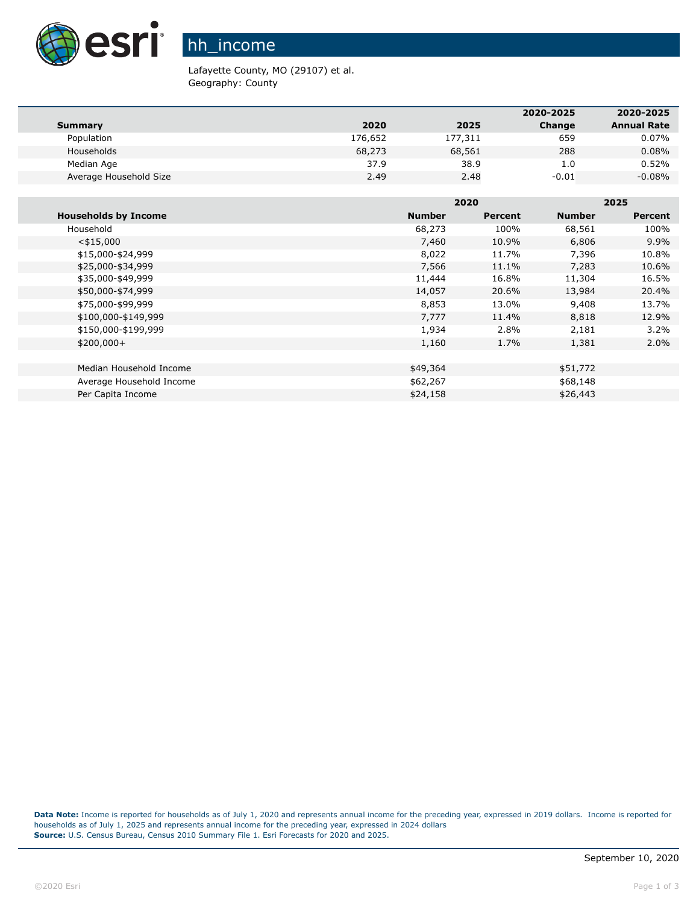# hh_income

Lafayette County, MO (29107) et al.
Geography: County

| Summary | 2020 | 2025 | 2020-2025 Change | 2020-2025 Annual Rate |
|---|---|---|---|---|
| Population | 176,652 | 177,311 | 659 | 0.07% |
| Households | 68,273 | 68,561 | 288 | 0.08% |
| Median Age | 37.9 | 38.9 | 1.0 | 0.52% |
| Average Household Size | 2.49 | 2.48 | -0.01 | -0.08% |

| | 2020 | | 2025 | |
|---|---|---|---|---|
| **Households by Income** | **Number** | **Percent** | **Number** | **Percent** |
| Household | 68,273 | 100% | 68,561 | 100% |
| <$15,000 | 7,460 | 10.9% | 6,806 | 9.9% |
| $15,000-$24,999 | 8,022 | 11.7% | 7,396 | 10.8% |
| $25,000-$34,999 | 7,566 | 11.1% | 7,283 | 10.6% |
| $35,000-$49,999 | 11,444 | 16.8% | 11,304 | 16.5% |
| $50,000-$74,999 | 14,057 | 20.6% | 13,984 | 20.4% |
| $75,000-$99,999 | 8,853 | 13.0% | 9,408 | 13.7% |
| $100,000-$149,999 | 7,777 | 11.4% | 8,818 | 12.9% |
| $150,000-$199,999 | 1,934 | 2.8% | 2,181 | 3.2% |
| $200,000+ | 1,160 | 1.7% | 1,381 | 2.0% |
| | | | | |
| Median Household Income | $49,364 | | $51,772 | |
| Average Household Income | $62,267 | | $68,148 | |
| Per Capita Income | $24,158 | | $26,443 | |

**Data Note:** Income is reported for households as of July 1, 2020 and represents annual income for the preceding year, expressed in 2019 dollars. Income is reported for households as of July 1, 2025 and represents annual income for the preceding year, expressed in 2024 dollars
**Source:** U.S. Census Bureau, Census 2010 Summary File 1. Esri Forecasts for 2020 and 2025.

September 10, 2020

©2020 Esri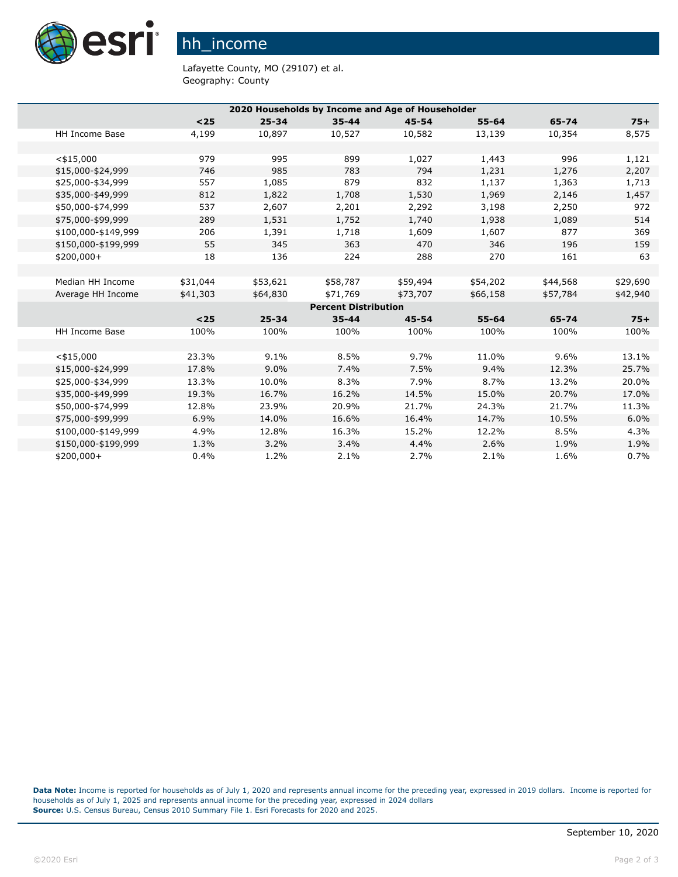# hh_income

Lafayette County, MO (29107) et al.
Geography: County

| 2020 Households by Income and Age of Householder | | | | | | | |
|---|---|---|---|---|---|---|---|
| | <25 | 25-34 | 35-44 | 45-54 | 55-64 | 65-74 | 75+ |
| HH Income Base | 4,199 | 10,897 | 10,527 | 10,582 | 13,139 | 10,354 | 8,575 |
| | | | | | | | |
| <$15,000 | 979 | 995 | 899 | 1,027 | 1,443 | 996 | 1,121 |
| $15,000-$24,999 | 746 | 985 | 783 | 794 | 1,231 | 1,276 | 2,207 |
| $25,000-$34,999 | 557 | 1,085 | 879 | 832 | 1,137 | 1,363 | 1,713 |
| $35,000-$49,999 | 812 | 1,822 | 1,708 | 1,530 | 1,969 | 2,146 | 1,457 |
| $50,000-$74,999 | 537 | 2,607 | 2,201 | 2,292 | 3,198 | 2,250 | 972 |
| $75,000-$99,999 | 289 | 1,531 | 1,752 | 1,740 | 1,938 | 1,089 | 514 |
| $100,000-$149,999 | 206 | 1,391 | 1,718 | 1,609 | 1,607 | 877 | 369 |
| $150,000-$199,999 | 55 | 345 | 363 | 470 | 346 | 196 | 159 |
| $200,000+ | 18 | 136 | 224 | 288 | 270 | 161 | 63 |
| | | | | | | | |
| Median HH Income | $31,044 | $53,621 | $58,787 | $59,494 | $54,202 | $44,568 | $29,690 |
| Average HH Income | $41,303 | $64,830 | $71,769 | $73,707 | $66,158 | $57,784 | $42,940 |
| **Percent Distribution** | | | | | | | |
| | <25 | 25-34 | 35-44 | 45-54 | 55-64 | 65-74 | 75+ |
| HH Income Base | 100% | 100% | 100% | 100% | 100% | 100% | 100% |
| | | | | | | | |
| <$15,000 | 23.3% | 9.1% | 8.5% | 9.7% | 11.0% | 9.6% | 13.1% |
| $15,000-$24,999 | 17.8% | 9.0% | 7.4% | 7.5% | 9.4% | 12.3% | 25.7% |
| $25,000-$34,999 | 13.3% | 10.0% | 8.3% | 7.9% | 8.7% | 13.2% | 20.0% |
| $35,000-$49,999 | 19.3% | 16.7% | 16.2% | 14.5% | 15.0% | 20.7% | 17.0% |
| $50,000-$74,999 | 12.8% | 23.9% | 20.9% | 21.7% | 24.3% | 21.7% | 11.3% |
| $75,000-$99,999 | 6.9% | 14.0% | 16.6% | 16.4% | 14.7% | 10.5% | 6.0% |
| $100,000-$149,999 | 4.9% | 12.8% | 16.3% | 15.2% | 12.2% | 8.5% | 4.3% |
| $150,000-$199,999 | 1.3% | 3.2% | 3.4% | 4.4% | 2.6% | 1.9% | 1.9% |
| $200,000+ | 0.4% | 1.2% | 2.1% | 2.7% | 2.1% | 1.6% | 0.7% |

**Data Note:** Income is reported for households as of July 1, 2020 and represents annual income for the preceding year, expressed in 2019 dollars. Income is reported for households as of July 1, 2025 and represents annual income for the preceding year, expressed in 2024 dollars
**Source:** U.S. Census Bureau, Census 2010 Summary File 1. Esri Forecasts for 2020 and 2025.

September 10, 2020

©2020 Esri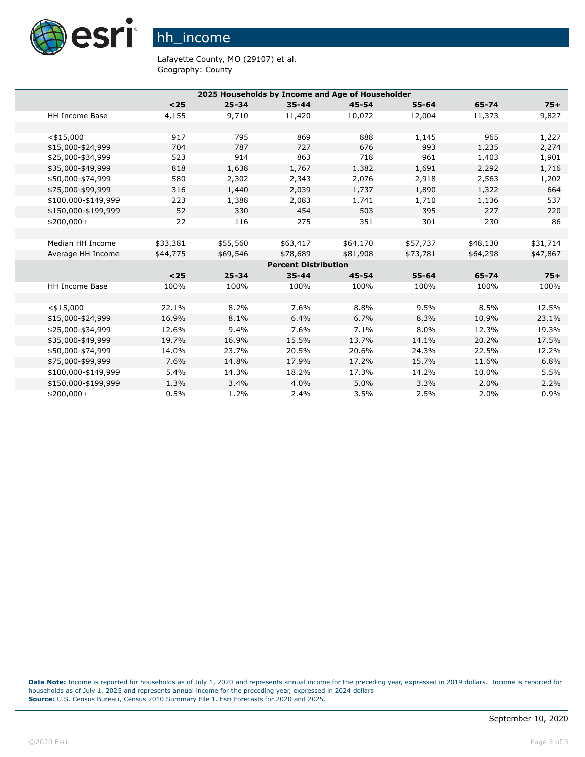# hh_income

Lafayette County, MO (29107) et al.
Geography: County

| 2025 Households by Income and Age of Householder | | | | | | | |
|---|---|---|---|---|---|---|---|
| | <25 | 25-34 | 35-44 | 45-54 | 55-64 | 65-74 | 75+ |
| HH Income Base | 4,155 | 9,710 | 11,420 | 10,072 | 12,004 | 11,373 | 9,827 |
| | | | | | | | |
| <$15,000 | 917 | 795 | 869 | 888 | 1,145 | 965 | 1,227 |
| $15,000-$24,999 | 704 | 787 | 727 | 676 | 993 | 1,235 | 2,274 |
| $25,000-$34,999 | 523 | 914 | 863 | 718 | 961 | 1,403 | 1,901 |
| $35,000-$49,999 | 818 | 1,638 | 1,767 | 1,382 | 1,691 | 2,292 | 1,716 |
| $50,000-$74,999 | 580 | 2,302 | 2,343 | 2,076 | 2,918 | 2,563 | 1,202 |
| $75,000-$99,999 | 316 | 1,440 | 2,039 | 1,737 | 1,890 | 1,322 | 664 |
| $100,000-$149,999 | 223 | 1,388 | 2,083 | 1,741 | 1,710 | 1,136 | 537 |
| $150,000-$199,999 | 52 | 330 | 454 | 503 | 395 | 227 | 220 |
| $200,000+ | 22 | 116 | 275 | 351 | 301 | 230 | 86 |
| | | | | | | | |
| Median HH Income | $33,381 | $55,560 | $63,417 | $64,170 | $57,737 | $48,130 | $31,714 |
| Average HH Income | $44,775 | $69,546 | $78,689 | $81,908 | $73,781 | $64,298 | $47,867 |
| **Percent Distribution** | | | | | | | |
| | <25 | 25-34 | 35-44 | 45-54 | 55-64 | 65-74 | 75+ |
| HH Income Base | 100% | 100% | 100% | 100% | 100% | 100% | 100% |
| | | | | | | | |
| <$15,000 | 22.1% | 8.2% | 7.6% | 8.8% | 9.5% | 8.5% | 12.5% |
| $15,000-$24,999 | 16.9% | 8.1% | 6.4% | 6.7% | 8.3% | 10.9% | 23.1% |
| $25,000-$34,999 | 12.6% | 9.4% | 7.6% | 7.1% | 8.0% | 12.3% | 19.3% |
| $35,000-$49,999 | 19.7% | 16.9% | 15.5% | 13.7% | 14.1% | 20.2% | 17.5% |
| $50,000-$74,999 | 14.0% | 23.7% | 20.5% | 20.6% | 24.3% | 22.5% | 12.2% |
| $75,000-$99,999 | 7.6% | 14.8% | 17.9% | 17.2% | 15.7% | 11.6% | 6.8% |
| $100,000-$149,999 | 5.4% | 14.3% | 18.2% | 17.3% | 14.2% | 10.0% | 5.5% |
| $150,000-$199,999 | 1.3% | 3.4% | 4.0% | 5.0% | 3.3% | 2.0% | 2.2% |
| $200,000+ | 0.5% | 1.2% | 2.4% | 3.5% | 2.5% | 2.0% | 0.9% |

**Data Note:** Income is reported for households as of July 1, 2020 and represents annual income for the preceding year, expressed in 2019 dollars. Income is reported for households as of July 1, 2025 and represents annual income for the preceding year, expressed in 2024 dollars
**Source:** U.S. Census Bureau, Census 2010 Summary File 1. Esri Forecasts for 2020 and 2025.

September 10, 2020

©2020 Esri